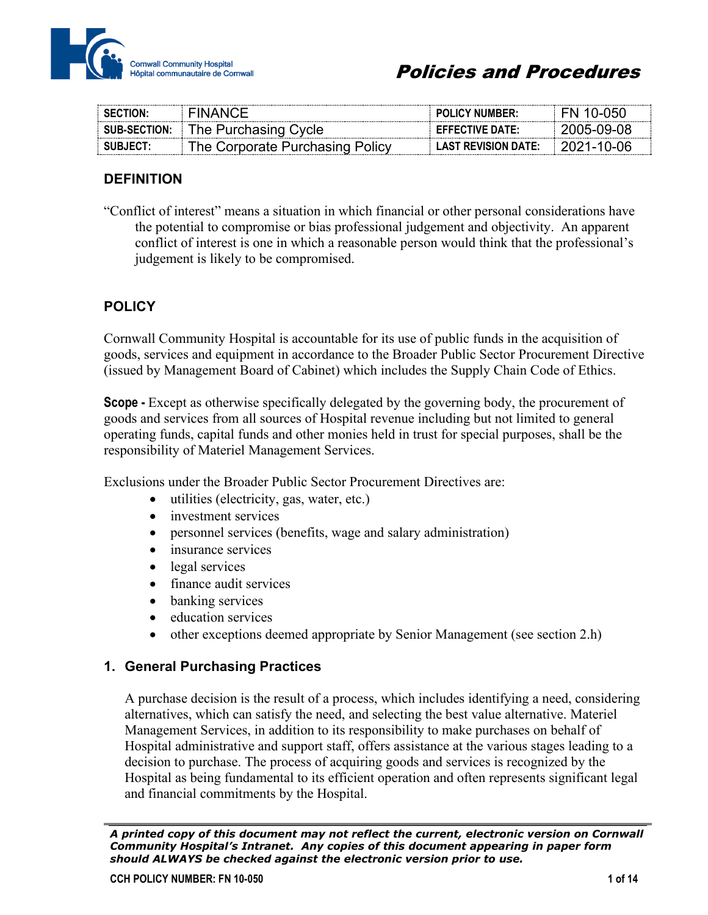# Policies and Procedures

Cornwall Community Hospital
Hôpital communautaire de Cornwall

| SECTION: | FINANCE | POLICY NUMBER: | FN 10-050 |
|---|---|---|---|
| SUB-SECTION: | The Purchasing Cycle | EFFECTIVE DATE: | 2005-09-08 |
| SUBJECT: | The Corporate Purchasing Policy | LAST REVISION DATE: | 2021-10-06 |

## DEFINITION

"Conflict of interest" means a situation in which financial or other personal considerations have the potential to compromise or bias professional judgement and objectivity. An apparent conflict of interest is one in which a reasonable person would think that the professional's judgement is likely to be compromised.

## POLICY

Cornwall Community Hospital is accountable for its use of public funds in the acquisition of goods, services and equipment in accordance to the Broader Public Sector Procurement Directive (issued by Management Board of Cabinet) which includes the Supply Chain Code of Ethics.

**Scope -** Except as otherwise specifically delegated by the governing body, the procurement of goods and services from all sources of Hospital revenue including but not limited to general operating funds, capital funds and other monies held in trust for special purposes, shall be the responsibility of Materiel Management Services.

Exclusions under the Broader Public Sector Procurement Directives are:

- utilities (electricity, gas, water, etc.)
- investment services
- personnel services (benefits, wage and salary administration)
- insurance services
- legal services
- finance audit services
- banking services
- education services
- other exceptions deemed appropriate by Senior Management (see section 2.h)

### 1. General Purchasing Practices

A purchase decision is the result of a process, which includes identifying a need, considering alternatives, which can satisfy the need, and selecting the best value alternative. Materiel Management Services, in addition to its responsibility to make purchases on behalf of Hospital administrative and support staff, offers assistance at the various stages leading to a decision to purchase. The process of acquiring goods and services is recognized by the Hospital as being fundamental to its efficient operation and often represents significant legal and financial commitments by the Hospital.

*A printed copy of this document may not reflect the current, electronic version on Cornwall Community Hospital's Intranet. Any copies of this document appearing in paper form should ALWAYS be checked against the electronic version prior to use.*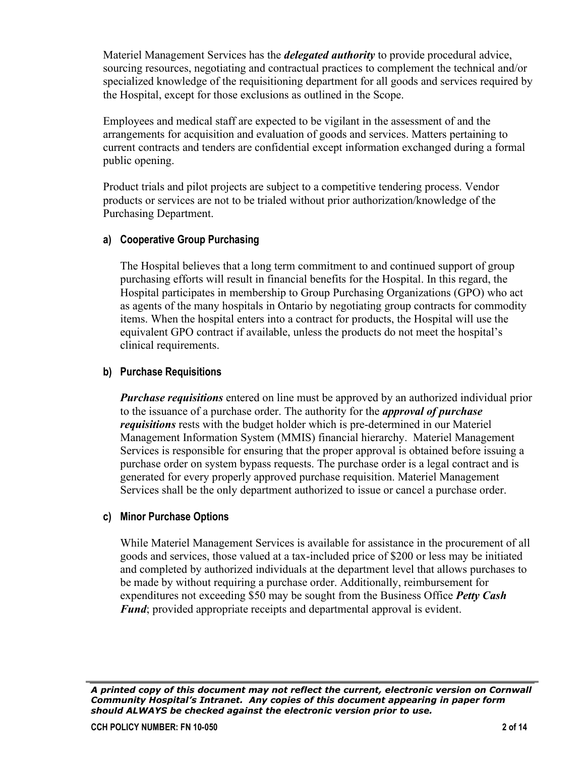Materiel Management Services has the ***delegated authority*** to provide procedural advice, sourcing resources, negotiating and contractual practices to complement the technical and/or specialized knowledge of the requisitioning department for all goods and services required by the Hospital, except for those exclusions as outlined in the Scope.

Employees and medical staff are expected to be vigilant in the assessment of and the arrangements for acquisition and evaluation of goods and services. Matters pertaining to current contracts and tenders are confidential except information exchanged during a formal public opening.

Product trials and pilot projects are subject to a competitive tendering process. Vendor products or services are not to be trialed without prior authorization/knowledge of the Purchasing Department.

### a) Cooperative Group Purchasing

The Hospital believes that a long term commitment to and continued support of group purchasing efforts will result in financial benefits for the Hospital. In this regard, the Hospital participates in membership to Group Purchasing Organizations (GPO) who act as agents of the many hospitals in Ontario by negotiating group contracts for commodity items. When the hospital enters into a contract for products, the Hospital will use the equivalent GPO contract if available, unless the products do not meet the hospital's clinical requirements.

### b) Purchase Requisitions

***Purchase requisitions*** entered on line must be approved by an authorized individual prior to the issuance of a purchase order. The authority for the ***approval of purchase requisitions*** rests with the budget holder which is pre-determined in our Materiel Management Information System (MMIS) financial hierarchy. Materiel Management Services is responsible for ensuring that the proper approval is obtained before issuing a purchase order on system bypass requests. The purchase order is a legal contract and is generated for every properly approved purchase requisition. Materiel Management Services shall be the only department authorized to issue or cancel a purchase order.

### c) Minor Purchase Options

While Materiel Management Services is available for assistance in the procurement of all goods and services, those valued at a tax-included price of $200 or less may be initiated and completed by authorized individuals at the department level that allows purchases to be made by without requiring a purchase order. Additionally, reimbursement for expenditures not exceeding $50 may be sought from the Business Office ***Petty Cash Fund***; provided appropriate receipts and departmental approval is evident.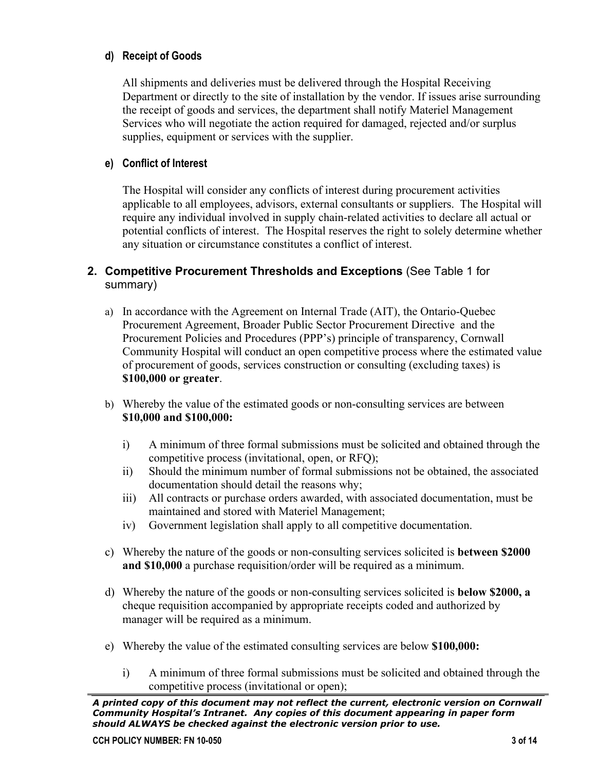#### d) Receipt of Goods

All shipments and deliveries must be delivered through the Hospital Receiving Department or directly to the site of installation by the vendor. If issues arise surrounding the receipt of goods and services, the department shall notify Materiel Management Services who will negotiate the action required for damaged, rejected and/or surplus supplies, equipment or services with the supplier.

#### e) Conflict of Interest

The Hospital will consider any conflicts of interest during procurement activities applicable to all employees, advisors, external consultants or suppliers. The Hospital will require any individual involved in supply chain-related activities to declare all actual or potential conflicts of interest. The Hospital reserves the right to solely determine whether any situation or circumstance constitutes a conflict of interest.

### 2. Competitive Procurement Thresholds and Exceptions (See Table 1 for summary)

a) In accordance with the Agreement on Internal Trade (AIT), the Ontario-Quebec Procurement Agreement, Broader Public Sector Procurement Directive and the Procurement Policies and Procedures (PPP's) principle of transparency, Cornwall Community Hospital will conduct an open competitive process where the estimated value of procurement of goods, services construction or consulting (excluding taxes) is **$100,000 or greater**.

b) Whereby the value of the estimated goods or non-consulting services are between **$10,000 and $100,000:**

   i) A minimum of three formal submissions must be solicited and obtained through the competitive process (invitational, open, or RFQ);
   
   ii) Should the minimum number of formal submissions not be obtained, the associated documentation should detail the reasons why;
   
   iii) All contracts or purchase orders awarded, with associated documentation, must be maintained and stored with Materiel Management;
   
   iv) Government legislation shall apply to all competitive documentation.

c) Whereby the nature of the goods or non-consulting services solicited is **between $2000 and $10,000** a purchase requisition/order will be required as a minimum.

d) Whereby the nature of the goods or non-consulting services solicited is **below $2000, a** cheque requisition accompanied by appropriate receipts coded and authorized by manager will be required as a minimum.

e) Whereby the value of the estimated consulting services are below **$100,000:**

   i) A minimum of three formal submissions must be solicited and obtained through the competitive process (invitational or open);

***A printed copy of this document may not reflect the current, electronic version on Cornwall Community Hospital's Intranet. Any copies of this document appearing in paper form should ALWAYS be checked against the electronic version prior to use.***

**CCH POLICY NUMBER: FN 10-050**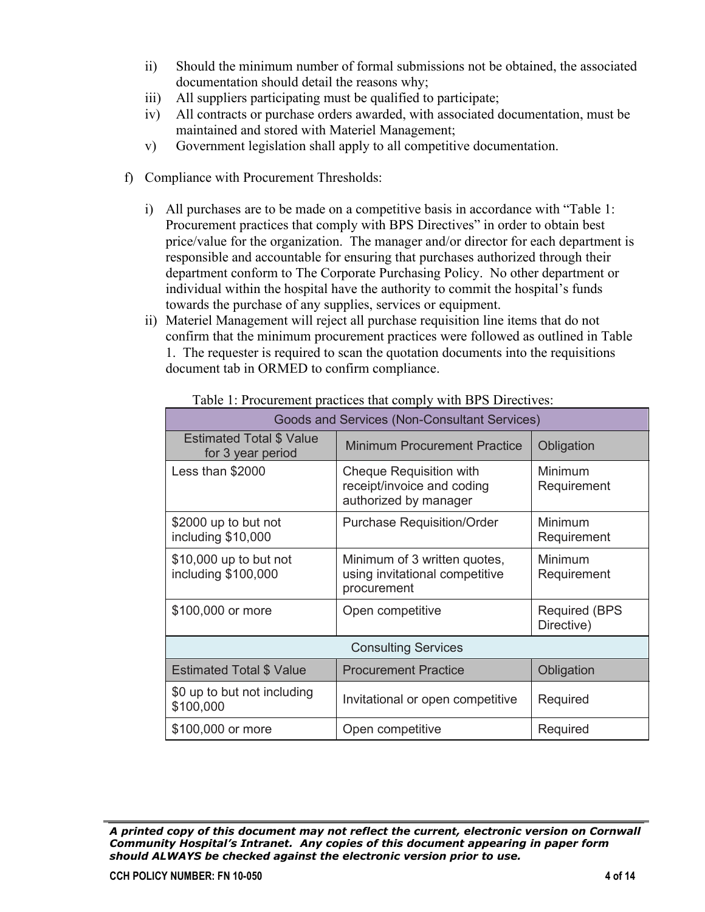ii) Should the minimum number of formal submissions not be obtained, the associated documentation should detail the reasons why;
iii) All suppliers participating must be qualified to participate;
iv) All contracts or purchase orders awarded, with associated documentation, must be maintained and stored with Materiel Management;
v) Government legislation shall apply to all competitive documentation.

f) Compliance with Procurement Thresholds:

i) All purchases are to be made on a competitive basis in accordance with "Table 1: Procurement practices that comply with BPS Directives" in order to obtain best price/value for the organization. The manager and/or director for each department is responsible and accountable for ensuring that purchases authorized through their department conform to The Corporate Purchasing Policy. No other department or individual within the hospital have the authority to commit the hospital's funds towards the purchase of any supplies, services or equipment.

ii) Materiel Management will reject all purchase requisition line items that do not confirm that the minimum procurement practices were followed as outlined in Table 1. The requester is required to scan the quotation documents into the requisitions document tab in ORMED to confirm compliance.

Table 1: Procurement practices that comply with BPS Directives:

| Goods and Services (Non-Consultant Services) | | |
|---|---|---|
| **Estimated Total $ Value for 3 year period** | **Minimum Procurement Practice** | **Obligation** |
| Less than $2000 | Cheque Requisition with receipt/invoice and coding authorized by manager | Minimum Requirement |
| $2000 up to but not including $10,000 | Purchase Requisition/Order | Minimum Requirement |
| $10,000 up to but not including $100,000 | Minimum of 3 written quotes, using invitational competitive procurement | Minimum Requirement |
| $100,000 or more | Open competitive | Required (BPS Directive) |
| **Consulting Services** | | |
| **Estimated Total $ Value** | **Procurement Practice** | **Obligation** |
| $0 up to but not including $100,000 | Invitational or open competitive | Required |
| $100,000 or more | Open competitive | Required |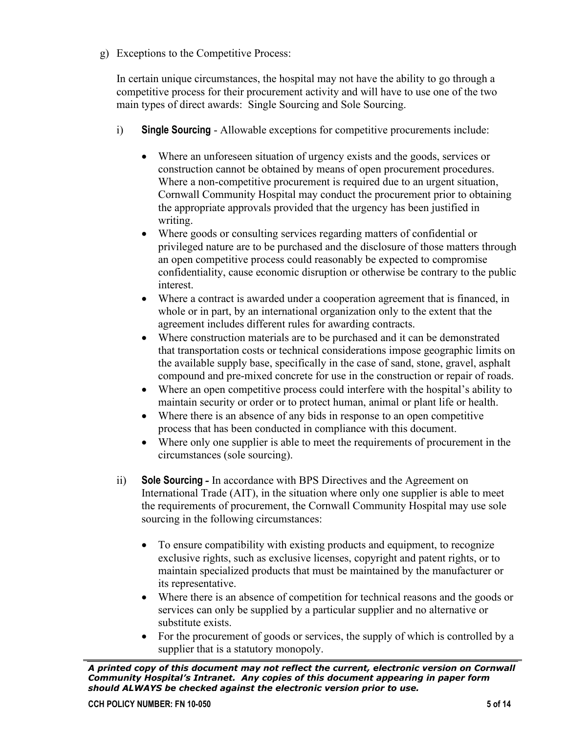g) Exceptions to the Competitive Process:

In certain unique circumstances, the hospital may not have the ability to go through a competitive process for their procurement activity and will have to use one of the two main types of direct awards: Single Sourcing and Sole Sourcing.

i) **Single Sourcing** - Allowable exceptions for competitive procurements include:

- Where an unforeseen situation of urgency exists and the goods, services or construction cannot be obtained by means of open procurement procedures. Where a non-competitive procurement is required due to an urgent situation, Cornwall Community Hospital may conduct the procurement prior to obtaining the appropriate approvals provided that the urgency has been justified in writing.
- Where goods or consulting services regarding matters of confidential or privileged nature are to be purchased and the disclosure of those matters through an open competitive process could reasonably be expected to compromise confidentiality, cause economic disruption or otherwise be contrary to the public interest.
- Where a contract is awarded under a cooperation agreement that is financed, in whole or in part, by an international organization only to the extent that the agreement includes different rules for awarding contracts.
- Where construction materials are to be purchased and it can be demonstrated that transportation costs or technical considerations impose geographic limits on the available supply base, specifically in the case of sand, stone, gravel, asphalt compound and pre-mixed concrete for use in the construction or repair of roads.
- Where an open competitive process could interfere with the hospital's ability to maintain security or order or to protect human, animal or plant life or health.
- Where there is an absence of any bids in response to an open competitive process that has been conducted in compliance with this document.
- Where only one supplier is able to meet the requirements of procurement in the circumstances (sole sourcing).

ii) **Sole Sourcing** – In accordance with BPS Directives and the Agreement on International Trade (AIT), in the situation where only one supplier is able to meet the requirements of procurement, the Cornwall Community Hospital may use sole sourcing in the following circumstances:

- To ensure compatibility with existing products and equipment, to recognize exclusive rights, such as exclusive licenses, copyright and patent rights, or to maintain specialized products that must be maintained by the manufacturer or its representative.
- Where there is an absence of competition for technical reasons and the goods or services can only be supplied by a particular supplier and no alternative or substitute exists.
- For the procurement of goods or services, the supply of which is controlled by a supplier that is a statutory monopoly.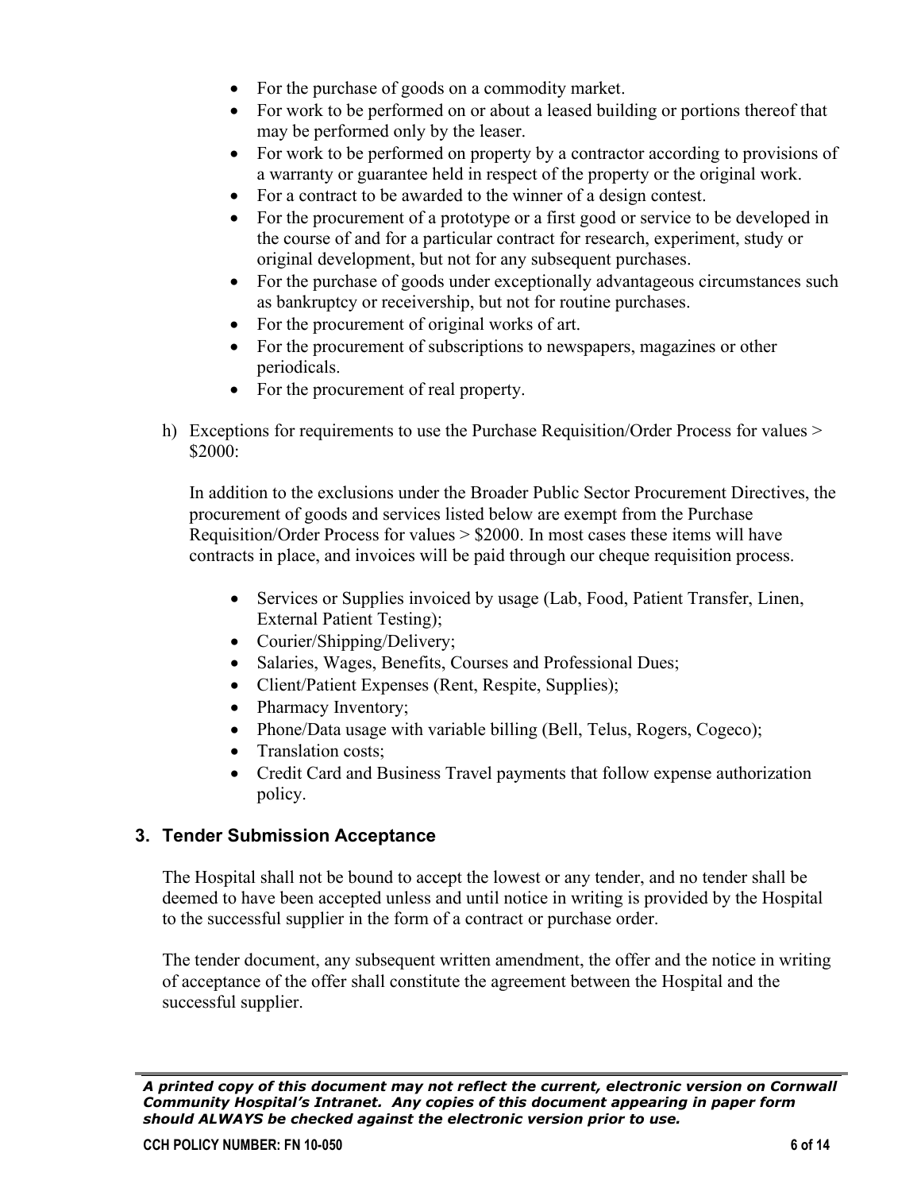- For the purchase of goods on a commodity market.
- For work to be performed on or about a leased building or portions thereof that may be performed only by the leaser.
- For work to be performed on property by a contractor according to provisions of a warranty or guarantee held in respect of the property or the original work.
- For a contract to be awarded to the winner of a design contest.
- For the procurement of a prototype or a first good or service to be developed in the course of and for a particular contract for research, experiment, study or original development, but not for any subsequent purchases.
- For the purchase of goods under exceptionally advantageous circumstances such as bankruptcy or receivership, but not for routine purchases.
- For the procurement of original works of art.
- For the procurement of subscriptions to newspapers, magazines or other periodicals.
- For the procurement of real property.

h) Exceptions for requirements to use the Purchase Requisition/Order Process for values > $2000:

In addition to the exclusions under the Broader Public Sector Procurement Directives, the procurement of goods and services listed below are exempt from the Purchase Requisition/Order Process for values > $2000. In most cases these items will have contracts in place, and invoices will be paid through our cheque requisition process.

- Services or Supplies invoiced by usage (Lab, Food, Patient Transfer, Linen, External Patient Testing);
- Courier/Shipping/Delivery;
- Salaries, Wages, Benefits, Courses and Professional Dues;
- Client/Patient Expenses (Rent, Respite, Supplies);
- Pharmacy Inventory;
- Phone/Data usage with variable billing (Bell, Telus, Rogers, Cogeco);
- Translation costs;
- Credit Card and Business Travel payments that follow expense authorization policy.

## 3. Tender Submission Acceptance

The Hospital shall not be bound to accept the lowest or any tender, and no tender shall be deemed to have been accepted unless and until notice in writing is provided by the Hospital to the successful supplier in the form of a contract or purchase order.

The tender document, any subsequent written amendment, the offer and the notice in writing of acceptance of the offer shall constitute the agreement between the Hospital and the successful supplier.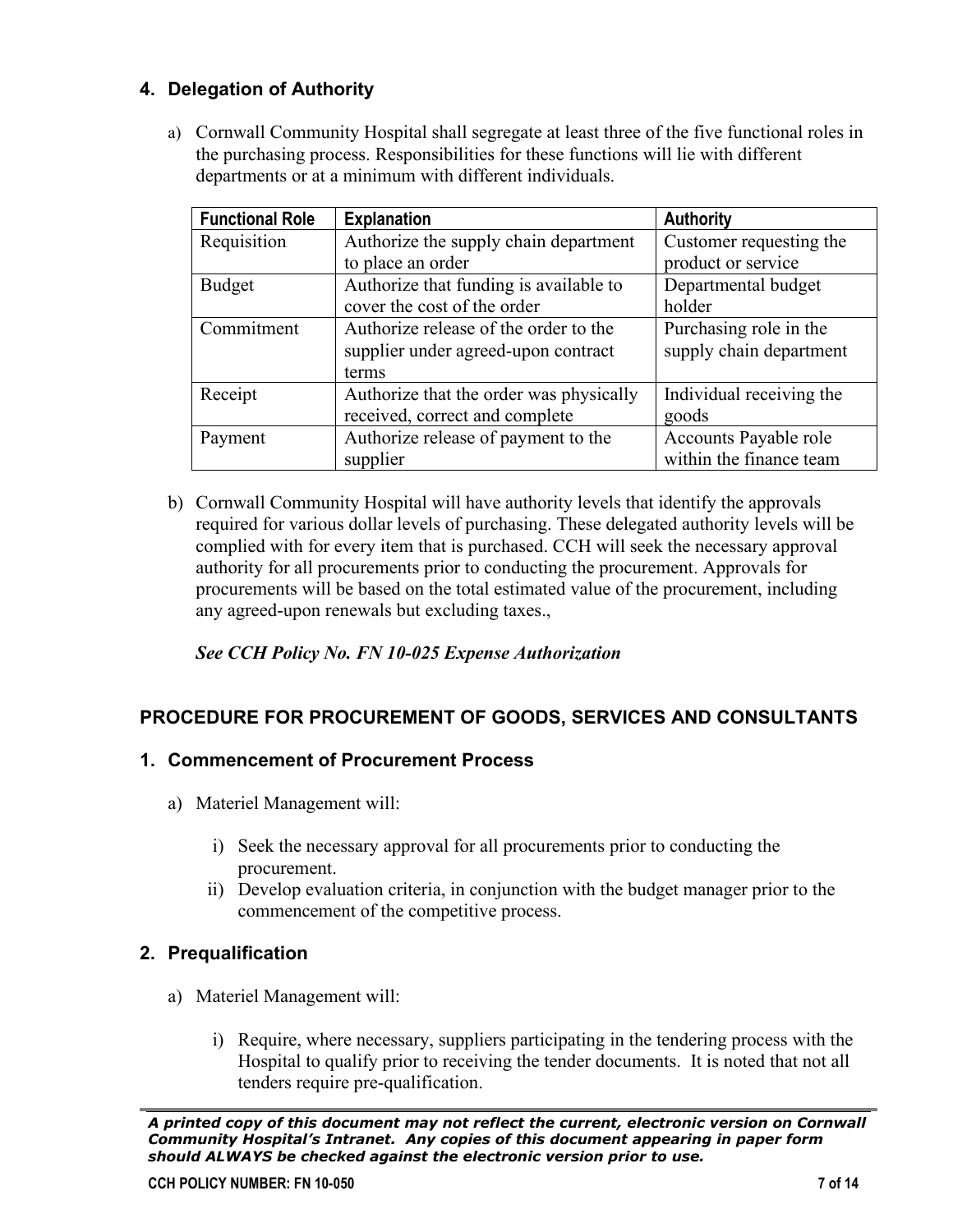## 4. Delegation of Authority

a) Cornwall Community Hospital shall segregate at least three of the five functional roles in the purchasing process. Responsibilities for these functions will lie with different departments or at a minimum with different individuals.

| Functional Role | Explanation | Authority |
|---|---|---|
| Requisition | Authorize the supply chain department to place an order | Customer requesting the product or service |
| Budget | Authorize that funding is available to cover the cost of the order | Departmental budget holder |
| Commitment | Authorize release of the order to the supplier under agreed-upon contract terms | Purchasing role in the supply chain department |
| Receipt | Authorize that the order was physically received, correct and complete | Individual receiving the goods |
| Payment | Authorize release of payment to the supplier | Accounts Payable role within the finance team |

b) Cornwall Community Hospital will have authority levels that identify the approvals required for various dollar levels of purchasing. These delegated authority levels will be complied with for every item that is purchased. CCH will seek the necessary approval authority for all procurements prior to conducting the procurement. Approvals for procurements will be based on the total estimated value of the procurement, including any agreed-upon renewals but excluding taxes.,

***See CCH Policy No. FN 10-025 Expense Authorization***

## PROCEDURE FOR PROCUREMENT OF GOODS, SERVICES AND CONSULTANTS

## 1. Commencement of Procurement Process

a) Materiel Management will:

i) Seek the necessary approval for all procurements prior to conducting the procurement.

ii) Develop evaluation criteria, in conjunction with the budget manager prior to the commencement of the competitive process.

## 2. Prequalification

a) Materiel Management will:

i) Require, where necessary, suppliers participating in the tendering process with the Hospital to qualify prior to receiving the tender documents. It is noted that not all tenders require pre-qualification.

***A printed copy of this document may not reflect the current, electronic version on Cornwall Community Hospital's Intranet. Any copies of this document appearing in paper form should ALWAYS be checked against the electronic version prior to use.***

**CCH POLICY NUMBER: FN 10-050**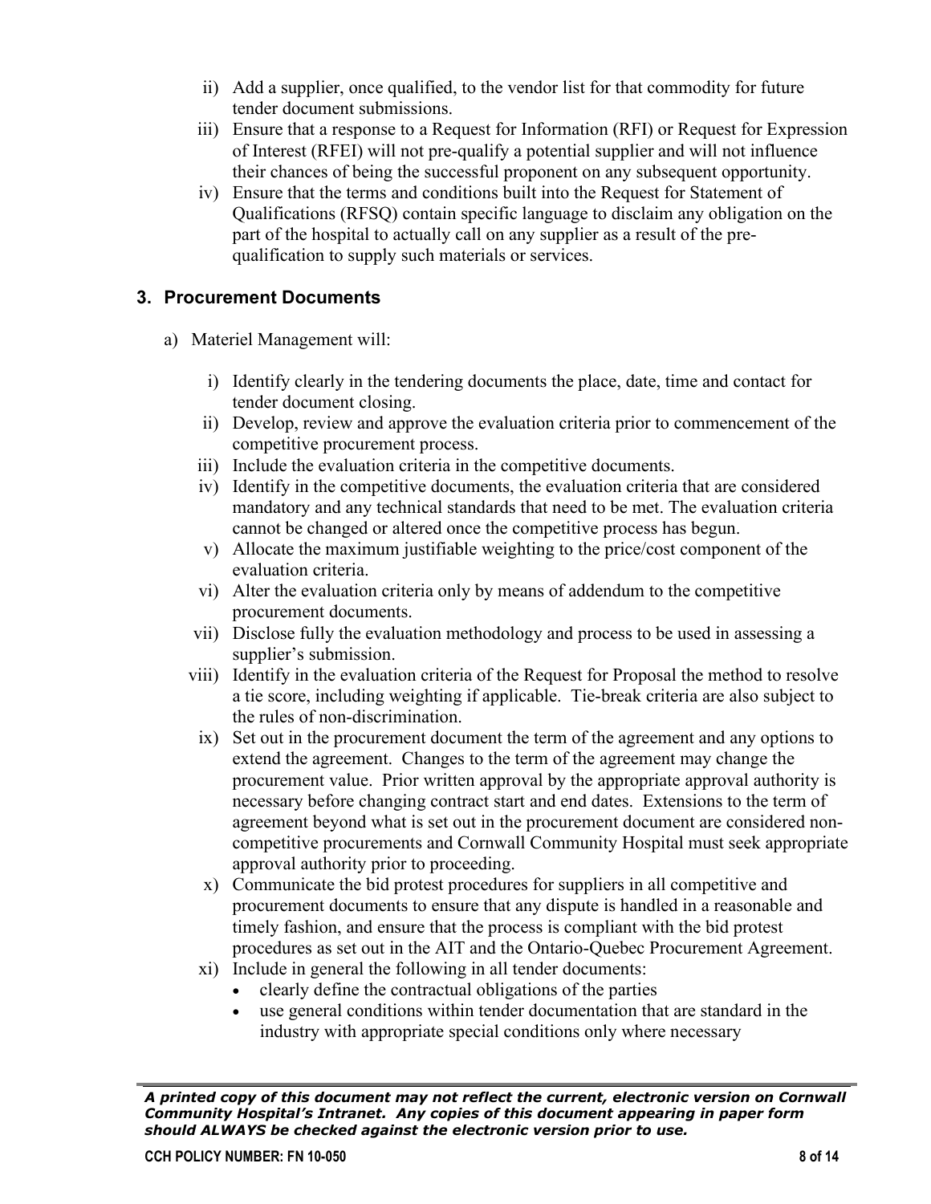ii) Add a supplier, once qualified, to the vendor list for that commodity for future tender document submissions.

iii) Ensure that a response to a Request for Information (RFI) or Request for Expression of Interest (RFEI) will not pre-qualify a potential supplier and will not influence their chances of being the successful proponent on any subsequent opportunity.

iv) Ensure that the terms and conditions built into the Request for Statement of Qualifications (RFSQ) contain specific language to disclaim any obligation on the part of the hospital to actually call on any supplier as a result of the pre-qualification to supply such materials or services.

## 3. Procurement Documents

a) Materiel Management will:

i) Identify clearly in the tendering documents the place, date, time and contact for tender document closing.

ii) Develop, review and approve the evaluation criteria prior to commencement of the competitive procurement process.

iii) Include the evaluation criteria in the competitive documents.

iv) Identify in the competitive documents, the evaluation criteria that are considered mandatory and any technical standards that need to be met. The evaluation criteria cannot be changed or altered once the competitive process has begun.

v) Allocate the maximum justifiable weighting to the price/cost component of the evaluation criteria.

vi) Alter the evaluation criteria only by means of addendum to the competitive procurement documents.

vii) Disclose fully the evaluation methodology and process to be used in assessing a supplier's submission.

viii) Identify in the evaluation criteria of the Request for Proposal the method to resolve a tie score, including weighting if applicable. Tie-break criteria are also subject to the rules of non-discrimination.

ix) Set out in the procurement document the term of the agreement and any options to extend the agreement. Changes to the term of the agreement may change the procurement value. Prior written approval by the appropriate approval authority is necessary before changing contract start and end dates. Extensions to the term of agreement beyond what is set out in the procurement document are considered non-competitive procurements and Cornwall Community Hospital must seek appropriate approval authority prior to proceeding.

x) Communicate the bid protest procedures for suppliers in all competitive and procurement documents to ensure that any dispute is handled in a reasonable and timely fashion, and ensure that the process is compliant with the bid protest procedures as set out in the AIT and the Ontario-Quebec Procurement Agreement.

xi) Include in general the following in all tender documents:
- clearly define the contractual obligations of the parties
- use general conditions within tender documentation that are standard in the industry with appropriate special conditions only where necessary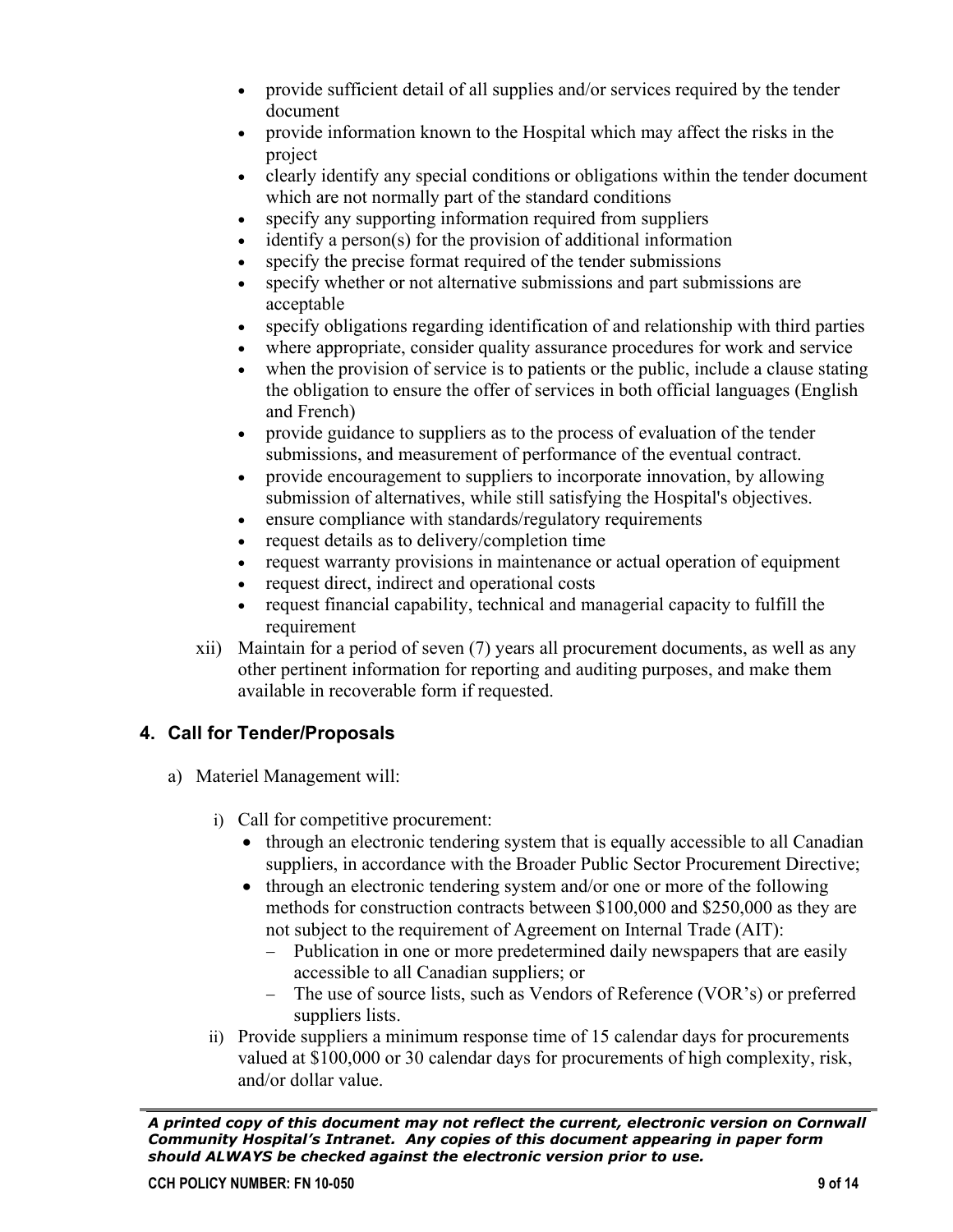- provide sufficient detail of all supplies and/or services required by the tender document
- provide information known to the Hospital which may affect the risks in the project
- clearly identify any special conditions or obligations within the tender document which are not normally part of the standard conditions
- specify any supporting information required from suppliers
- identify a person(s) for the provision of additional information
- specify the precise format required of the tender submissions
- specify whether or not alternative submissions and part submissions are acceptable
- specify obligations regarding identification of and relationship with third parties
- where appropriate, consider quality assurance procedures for work and service
- when the provision of service is to patients or the public, include a clause stating the obligation to ensure the offer of services in both official languages (English and French)
- provide guidance to suppliers as to the process of evaluation of the tender submissions, and measurement of performance of the eventual contract.
- provide encouragement to suppliers to incorporate innovation, by allowing submission of alternatives, while still satisfying the Hospital's objectives.
- ensure compliance with standards/regulatory requirements
- request details as to delivery/completion time
- request warranty provisions in maintenance or actual operation of equipment
- request direct, indirect and operational costs
- request financial capability, technical and managerial capacity to fulfill the requirement

xii) Maintain for a period of seven (7) years all procurement documents, as well as any other pertinent information for reporting and auditing purposes, and make them available in recoverable form if requested.

## 4. Call for Tender/Proposals

a) Materiel Management will:

i) Call for competitive procurement:

- through an electronic tendering system that is equally accessible to all Canadian suppliers, in accordance with the Broader Public Sector Procurement Directive;
- through an electronic tendering system and/or one or more of the following methods for construction contracts between $100,000 and $250,000 as they are not subject to the requirement of Agreement on Internal Trade (AIT):
  - Publication in one or more predetermined daily newspapers that are easily accessible to all Canadian suppliers; or
  - The use of source lists, such as Vendors of Reference (VOR's) or preferred suppliers lists.

ii) Provide suppliers a minimum response time of 15 calendar days for procurements valued at $100,000 or 30 calendar days for procurements of high complexity, risk, and/or dollar value.

*A printed copy of this document may not reflect the current, electronic version on Cornwall Community Hospital's Intranet. Any copies of this document appearing in paper form should ALWAYS be checked against the electronic version prior to use.*

**CCH POLICY NUMBER: FN 10-050**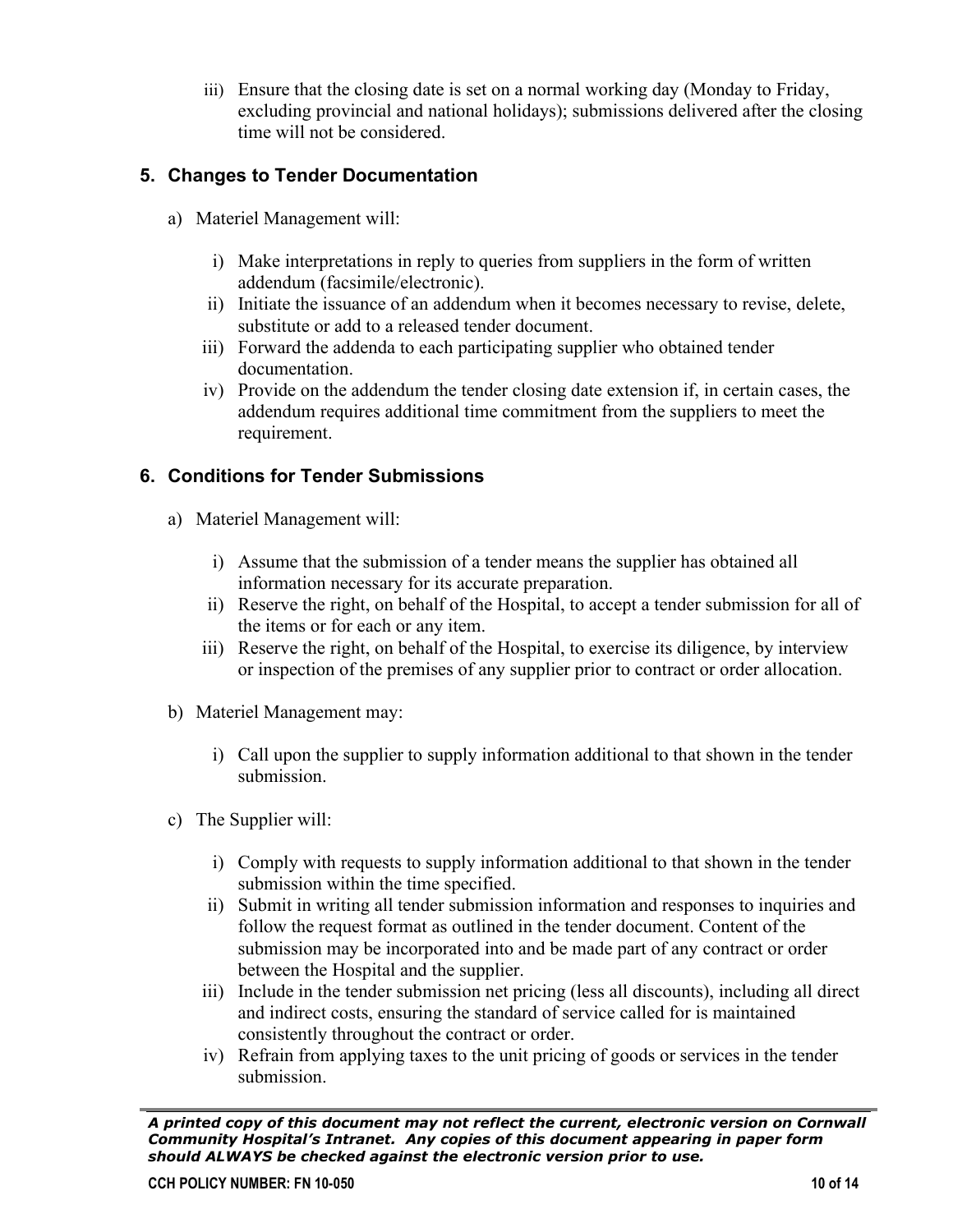iii) Ensure that the closing date is set on a normal working day (Monday to Friday, excluding provincial and national holidays); submissions delivered after the closing time will not be considered.

## 5. Changes to Tender Documentation

a) Materiel Management will:

i) Make interpretations in reply to queries from suppliers in the form of written addendum (facsimile/electronic).
ii) Initiate the issuance of an addendum when it becomes necessary to revise, delete, substitute or add to a released tender document.
iii) Forward the addenda to each participating supplier who obtained tender documentation.
iv) Provide on the addendum the tender closing date extension if, in certain cases, the addendum requires additional time commitment from the suppliers to meet the requirement.

## 6. Conditions for Tender Submissions

a) Materiel Management will:

i) Assume that the submission of a tender means the supplier has obtained all information necessary for its accurate preparation.
ii) Reserve the right, on behalf of the Hospital, to accept a tender submission for all of the items or for each or any item.
iii) Reserve the right, on behalf of the Hospital, to exercise its diligence, by interview or inspection of the premises of any supplier prior to contract or order allocation.

b) Materiel Management may:

i) Call upon the supplier to supply information additional to that shown in the tender submission.

c) The Supplier will:

i) Comply with requests to supply information additional to that shown in the tender submission within the time specified.
ii) Submit in writing all tender submission information and responses to inquiries and follow the request format as outlined in the tender document. Content of the submission may be incorporated into and be made part of any contract or order between the Hospital and the supplier.
iii) Include in the tender submission net pricing (less all discounts), including all direct and indirect costs, ensuring the standard of service called for is maintained consistently throughout the contract or order.
iv) Refrain from applying taxes to the unit pricing of goods or services in the tender submission.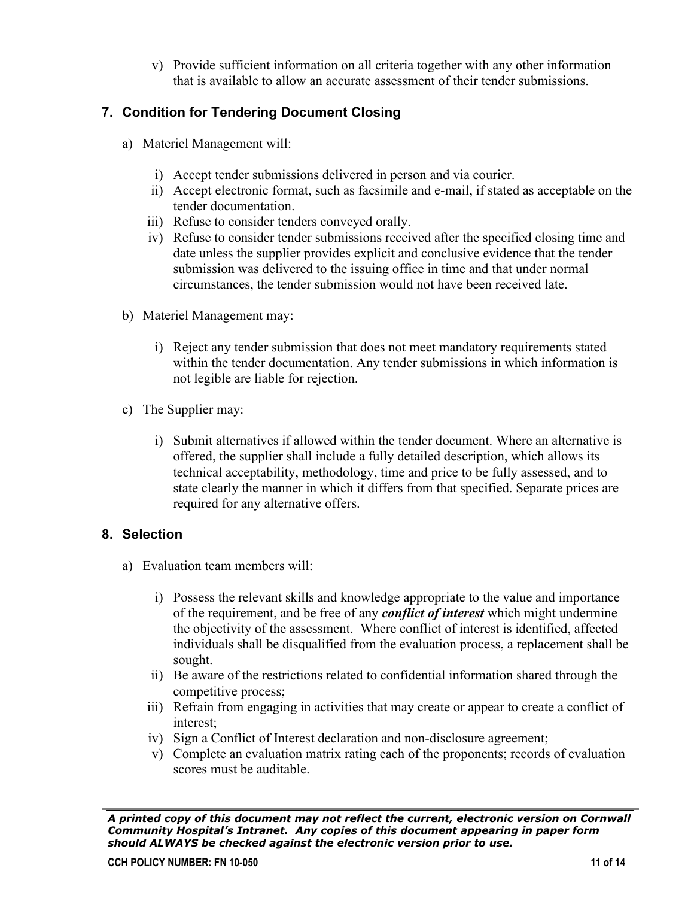v) Provide sufficient information on all criteria together with any other information that is available to allow an accurate assessment of their tender submissions.

## 7. Condition for Tendering Document Closing

a) Materiel Management will:

i) Accept tender submissions delivered in person and via courier.
ii) Accept electronic format, such as facsimile and e-mail, if stated as acceptable on the tender documentation.
iii) Refuse to consider tenders conveyed orally.
iv) Refuse to consider tender submissions received after the specified closing time and date unless the supplier provides explicit and conclusive evidence that the tender submission was delivered to the issuing office in time and that under normal circumstances, the tender submission would not have been received late.

b) Materiel Management may:

i) Reject any tender submission that does not meet mandatory requirements stated within the tender documentation. Any tender submissions in which information is not legible are liable for rejection.

c) The Supplier may:

i) Submit alternatives if allowed within the tender document. Where an alternative is offered, the supplier shall include a fully detailed description, which allows its technical acceptability, methodology, time and price to be fully assessed, and to state clearly the manner in which it differs from that specified. Separate prices are required for any alternative offers.

## 8. Selection

a) Evaluation team members will:

i) Possess the relevant skills and knowledge appropriate to the value and importance of the requirement, and be free of any ***conflict of interest*** which might undermine the objectivity of the assessment. Where conflict of interest is identified, affected individuals shall be disqualified from the evaluation process, a replacement shall be sought.
ii) Be aware of the restrictions related to confidential information shared through the competitive process;
iii) Refrain from engaging in activities that may create or appear to create a conflict of interest;
iv) Sign a Conflict of Interest declaration and non-disclosure agreement;
v) Complete an evaluation matrix rating each of the proponents; records of evaluation scores must be auditable.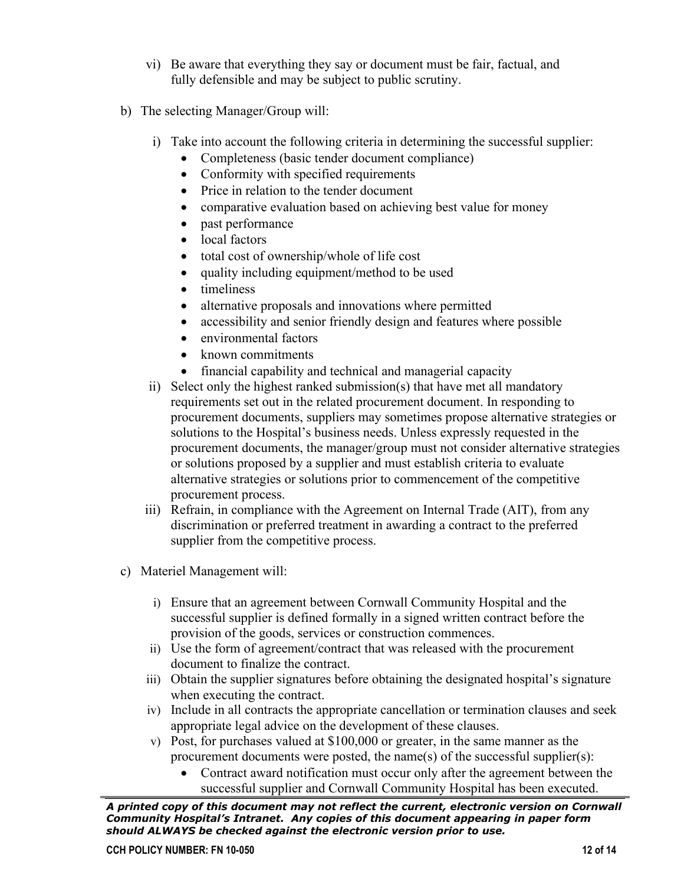vi) Be aware that everything they say or document must be fair, factual, and fully defensible and may be subject to public scrutiny.

b) The selecting Manager/Group will:

i) Take into account the following criteria in determining the successful supplier:
   - Completeness (basic tender document compliance)
   - Conformity with specified requirements
   - Price in relation to the tender document
   - comparative evaluation based on achieving best value for money
   - past performance
   - local factors
   - total cost of ownership/whole of life cost
   - quality including equipment/method to be used
   - timeliness
   - alternative proposals and innovations where permitted
   - accessibility and senior friendly design and features where possible
   - environmental factors
   - known commitments
   - financial capability and technical and managerial capacity

ii) Select only the highest ranked submission(s) that have met all mandatory requirements set out in the related procurement document. In responding to procurement documents, suppliers may sometimes propose alternative strategies or solutions to the Hospital's business needs. Unless expressly requested in the procurement documents, the manager/group must not consider alternative strategies or solutions proposed by a supplier and must establish criteria to evaluate alternative strategies or solutions prior to commencement of the competitive procurement process.

iii) Refrain, in compliance with the Agreement on Internal Trade (AIT), from any discrimination or preferred treatment in awarding a contract to the preferred supplier from the competitive process.

c) Materiel Management will:

i) Ensure that an agreement between Cornwall Community Hospital and the successful supplier is defined formally in a signed written contract before the provision of the goods, services or construction commences.

ii) Use the form of agreement/contract that was released with the procurement document to finalize the contract.

iii) Obtain the supplier signatures before obtaining the designated hospital's signature when executing the contract.

iv) Include in all contracts the appropriate cancellation or termination clauses and seek appropriate legal advice on the development of these clauses.

v) Post, for purchases valued at $100,000 or greater, in the same manner as the procurement documents were posted, the name(s) of the successful supplier(s):
   - Contract award notification must occur only after the agreement between the successful supplier and Cornwall Community Hospital has been executed.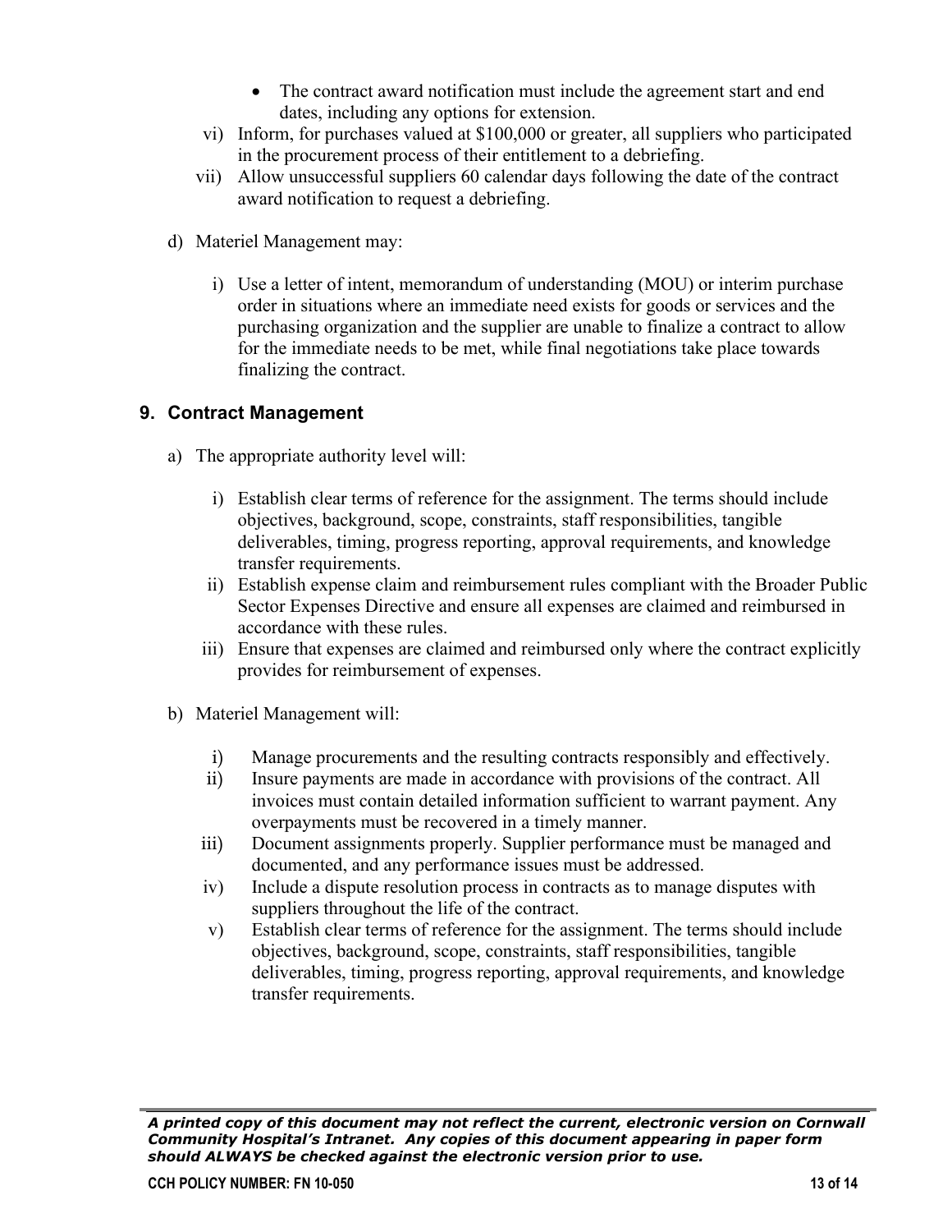- The contract award notification must include the agreement start and end dates, including any options for extension.

vi) Inform, for purchases valued at $100,000 or greater, all suppliers who participated in the procurement process of their entitlement to a debriefing.

vii) Allow unsuccessful suppliers 60 calendar days following the date of the contract award notification to request a debriefing.

d) Materiel Management may:

i) Use a letter of intent, memorandum of understanding (MOU) or interim purchase order in situations where an immediate need exists for goods or services and the purchasing organization and the supplier are unable to finalize a contract to allow for the immediate needs to be met, while final negotiations take place towards finalizing the contract.

## 9. Contract Management

a) The appropriate authority level will:

i) Establish clear terms of reference for the assignment. The terms should include objectives, background, scope, constraints, staff responsibilities, tangible deliverables, timing, progress reporting, approval requirements, and knowledge transfer requirements.

ii) Establish expense claim and reimbursement rules compliant with the Broader Public Sector Expenses Directive and ensure all expenses are claimed and reimbursed in accordance with these rules.

iii) Ensure that expenses are claimed and reimbursed only where the contract explicitly provides for reimbursement of expenses.

b) Materiel Management will:

i) Manage procurements and the resulting contracts responsibly and effectively.

ii) Insure payments are made in accordance with provisions of the contract. All invoices must contain detailed information sufficient to warrant payment. Any overpayments must be recovered in a timely manner.

iii) Document assignments properly. Supplier performance must be managed and documented, and any performance issues must be addressed.

iv) Include a dispute resolution process in contracts as to manage disputes with suppliers throughout the life of the contract.

v) Establish clear terms of reference for the assignment. The terms should include objectives, background, scope, constraints, staff responsibilities, tangible deliverables, timing, progress reporting, approval requirements, and knowledge transfer requirements.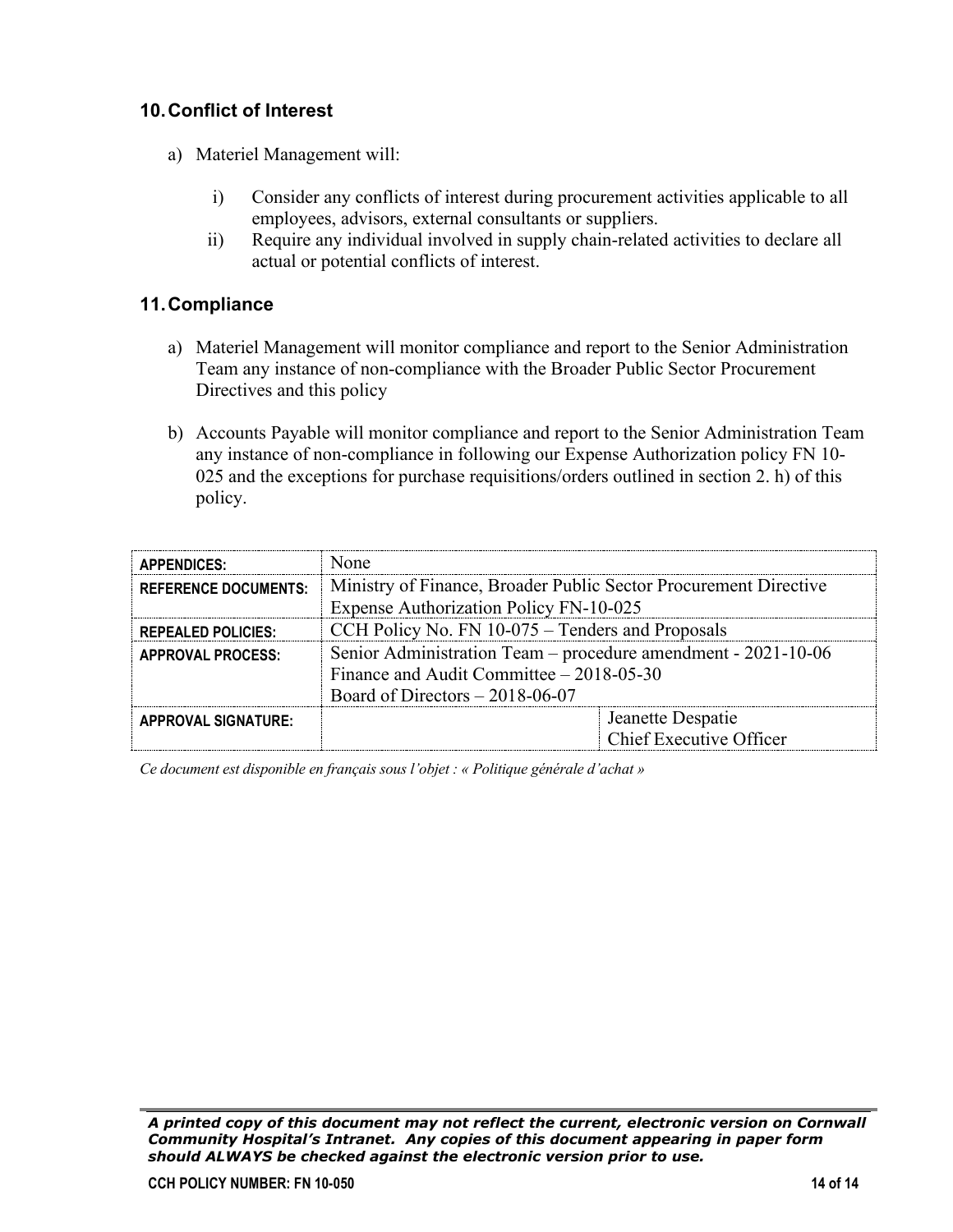## 10. Conflict of Interest

a) Materiel Management will:

   i) Consider any conflicts of interest during procurement activities applicable to all employees, advisors, external consultants or suppliers.

   ii) Require any individual involved in supply chain-related activities to declare all actual or potential conflicts of interest.

## 11. Compliance

a) Materiel Management will monitor compliance and report to the Senior Administration Team any instance of non-compliance with the Broader Public Sector Procurement Directives and this policy

b) Accounts Payable will monitor compliance and report to the Senior Administration Team any instance of non-compliance in following our Expense Authorization policy FN 10-025 and the exceptions for purchase requisitions/orders outlined in section 2. h) of this policy.

| | | |
|---|---|---|
| **APPENDICES:** | None | |
| **REFERENCE DOCUMENTS:** | Ministry of Finance, Broader Public Sector Procurement Directive<br>Expense Authorization Policy FN-10-025 | |
| **REPEALED POLICIES:** | CCH Policy No. FN 10-075 – Tenders and Proposals | |
| **APPROVAL PROCESS:** | Senior Administration Team – procedure amendment - 2021-10-06<br>Finance and Audit Committee – 2018-05-30<br>Board of Directors – 2018-06-07 | |
| **APPROVAL SIGNATURE:** | | Jeanette Despatie<br>Chief Executive Officer |

*Ce document est disponible en français sous l'objet : « Politique générale d'achat »*

***A printed copy of this document may not reflect the current, electronic version on Cornwall Community Hospital's Intranet. Any copies of this document appearing in paper form should ALWAYS be checked against the electronic version prior to use.***

**CCH POLICY NUMBER: FN 10-050**